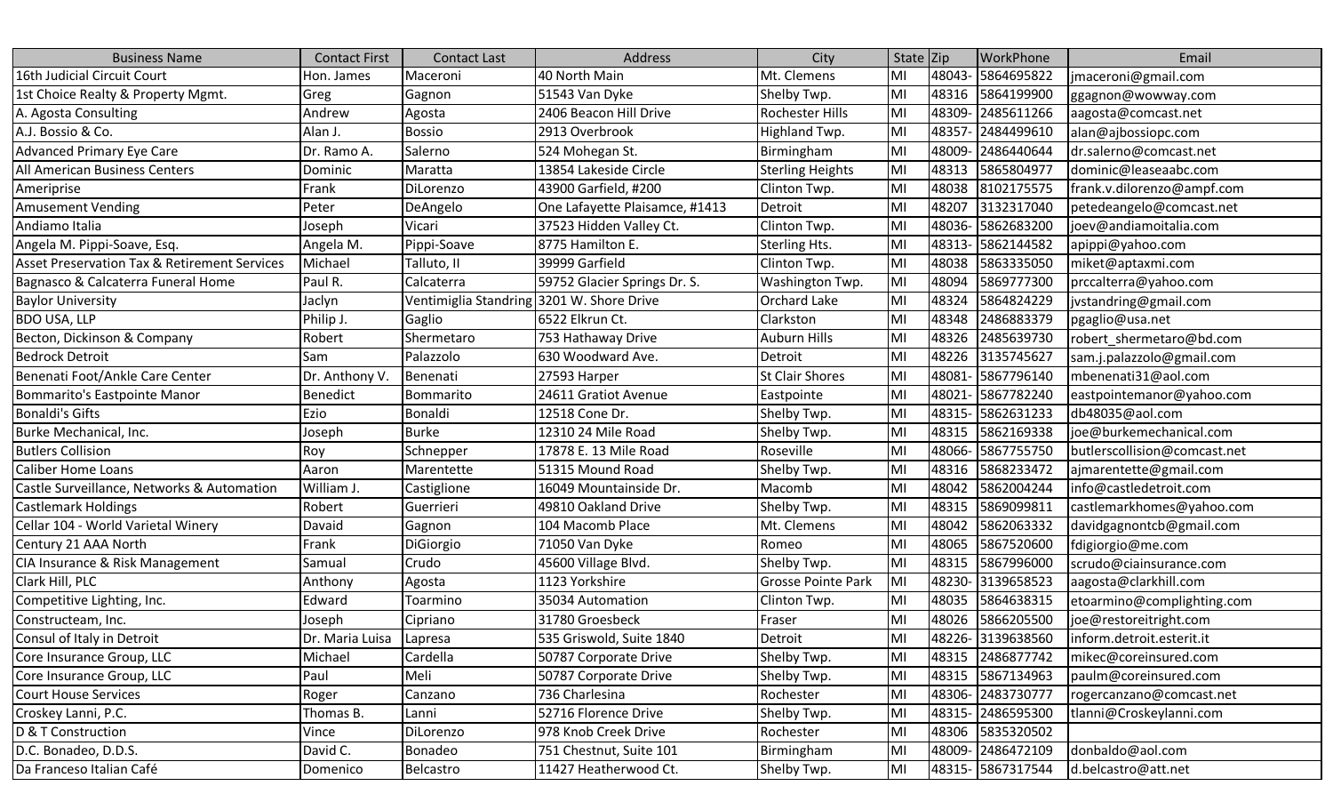| Business Name | Contact First | Contact Last | Address | City | State | Zip | WorkPhone | Email |
|---|---|---|---|---|---|---|---|---|
| 16th Judicial Circuit Court | Hon. James | Maceroni | 40 North Main | Mt. Clemens | MI | 48043- | 5864695822 | jmaceroni@gmail.com |
| 1st Choice Realty & Property Mgmt. | Greg | Gagnon | 51543 Van Dyke | Shelby Twp. | MI | 48316 | 5864199900 | ggagnon@wowway.com |
| A. Agosta Consulting | Andrew | Agosta | 2406 Beacon Hill Drive | Rochester Hills | MI | 48309- | 2485611266 | aagosta@comcast.net |
| A.J. Bossio & Co. | Alan J. | Bossio | 2913 Overbrook | Highland Twp. | MI | 48357- | 2484499610 | alan@ajbossiopc.com |
| Advanced Primary Eye Care | Dr. Ramo A. | Salerno | 524 Mohegan St. | Birmingham | MI | 48009- | 2486440644 | dr.salerno@comcast.net |
| All American Business Centers | Dominic | Maratta | 13854 Lakeside Circle | Sterling Heights | MI | 48313 | 5865804977 | dominic@leaseaabc.com |
| Ameriprise | Frank | DiLorenzo | 43900 Garfield, #200 | Clinton Twp. | MI | 48038 | 8102175575 | frank.v.dilorenzo@ampf.com |
| Amusement Vending | Peter | DeAngelo | One Lafayette Plaisamce, #1413 | Detroit | MI | 48207 | 3132317040 | petedeangelo@comcast.net |
| Andiamo Italia | Joseph | Vicari | 37523 Hidden Valley Ct. | Clinton Twp. | MI | 48036- | 5862683200 | joev@andiamoitalia.com |
| Angela M. Pippi-Soave, Esq. | Angela M. | Pippi-Soave | 8775 Hamilton E. | Sterling Hts. | MI | 48313- | 5862144582 | apippi@yahoo.com |
| Asset Preservation Tax & Retirement Services | Michael | Talluto, II | 39999 Garfield | Clinton Twp. | MI | 48038 | 5863335050 | miket@aptaxmi.com |
| Bagnasco & Calcaterra Funeral Home | Paul R. | Calcaterra | 59752 Glacier Springs Dr. S. | Washington Twp. | MI | 48094 | 5869777300 | prccalterra@yahoo.com |
| Baylor University | Jaclyn | Ventimiglia Standring | 3201 W. Shore Drive | Orchard Lake | MI | 48324 | 5864824229 | jvstandring@gmail.com |
| BDO USA, LLP | Philip J. | Gaglio | 6522 Elkrun Ct. | Clarkston | MI | 48348 | 2486883379 | pgaglio@usa.net |
| Becton, Dickinson & Company | Robert | Shermetaro | 753 Hathaway Drive | Auburn Hills | MI | 48326 | 2485639730 | robert_shermetaro@bd.com |
| Bedrock Detroit | Sam | Palazzolo | 630 Woodward Ave. | Detroit | MI | 48226 | 3135745627 | sam.j.palazzolo@gmail.com |
| Benenati Foot/Ankle Care Center | Dr. Anthony V. | Benenati | 27593 Harper | St Clair Shores | MI | 48081- | 5867796140 | mbenenati31@aol.com |
| Bommarito's Eastpointe Manor | Benedict | Bommarito | 24611 Gratiot Avenue | Eastpointe | MI | 48021- | 5867782240 | eastpointemanor@yahoo.com |
| Bonaldi's Gifts | Ezio | Bonaldi | 12518 Cone Dr. | Shelby Twp. | MI | 48315- | 5862631233 | db48035@aol.com |
| Burke Mechanical, Inc. | Joseph | Burke | 12310 24 Mile Road | Shelby Twp. | MI | 48315 | 5862169338 | joe@burkemechanical.com |
| Butlers Collision | Roy | Schnepper | 17878 E. 13 Mile Road | Roseville | MI | 48066- | 5867755750 | butlerscollision@comcast.net |
| Caliber Home Loans | Aaron | Marentette | 51315 Mound Road | Shelby Twp. | MI | 48316 | 5868233472 | ajmarentette@gmail.com |
| Castle Surveillance, Networks & Automation | William J. | Castiglione | 16049 Mountainside Dr. | Macomb | MI | 48042 | 5862004244 | info@castledetroit.com |
| Castlemark Holdings | Robert | Guerrieri | 49810 Oakland Drive | Shelby Twp. | MI | 48315 | 5869099811 | castlemarkhomes@yahoo.com |
| Cellar 104 - World Varietal Winery | Davaid | Gagnon | 104 Macomb Place | Mt. Clemens | MI | 48042 | 5862063332 | davidgagnontcb@gmail.com |
| Century 21 AAA North | Frank | DiGiorgio | 71050 Van Dyke | Romeo | MI | 48065 | 5867520600 | fdigiorgio@me.com |
| CIA Insurance & Risk Management | Samual | Crudo | 45600 Village Blvd. | Shelby Twp. | MI | 48315 | 5867996000 | scrudo@ciainsurance.com |
| Clark Hill, PLC | Anthony | Agosta | 1123 Yorkshire | Grosse Pointe Park | MI | 48230- | 3139658523 | aagosta@clarkhill.com |
| Competitive Lighting, Inc. | Edward | Toarmino | 35034 Automation | Clinton Twp. | MI | 48035 | 5864638315 | etoarmino@complighting.com |
| Constructeam, Inc. | Joseph | Cipriano | 31780 Groesbeck | Fraser | MI | 48026 | 5866205500 | joe@restoreitright.com |
| Consul of Italy in Detroit | Dr. Maria Luisa | Lapresa | 535 Griswold, Suite 1840 | Detroit | MI | 48226- | 3139638560 | inform.detroit.esterit.it |
| Core Insurance Group, LLC | Michael | Cardella | 50787 Corporate Drive | Shelby Twp. | MI | 48315 | 2486877742 | mikec@coreinsured.com |
| Core Insurance Group, LLC | Paul | Meli | 50787 Corporate Drive | Shelby Twp. | MI | 48315 | 5867134963 | paulm@coreinsured.com |
| Court House Services | Roger | Canzano | 736 Charlesina | Rochester | MI | 48306- | 2483730777 | rogercanzano@comcast.net |
| Croskey Lanni, P.C. | Thomas B. | Lanni | 52716 Florence Drive | Shelby Twp. | MI | 48315- | 2486595300 | tlanni@Croskeylanni.com |
| D & T Construction | Vince | DiLorenzo | 978 Knob Creek Drive | Rochester | MI | 48306 | 5835320502 | |
| D.C. Bonadeo, D.D.S. | David C. | Bonadeo | 751 Chestnut, Suite 101 | Birmingham | MI | 48009- | 2486472109 | donbaldo@aol.com |
| Da Franceso Italian Café | Domenico | Belcastro | 11427 Heatherwood Ct. | Shelby Twp. | MI | 48315- | 5867317544 | d.belcastro@att.net |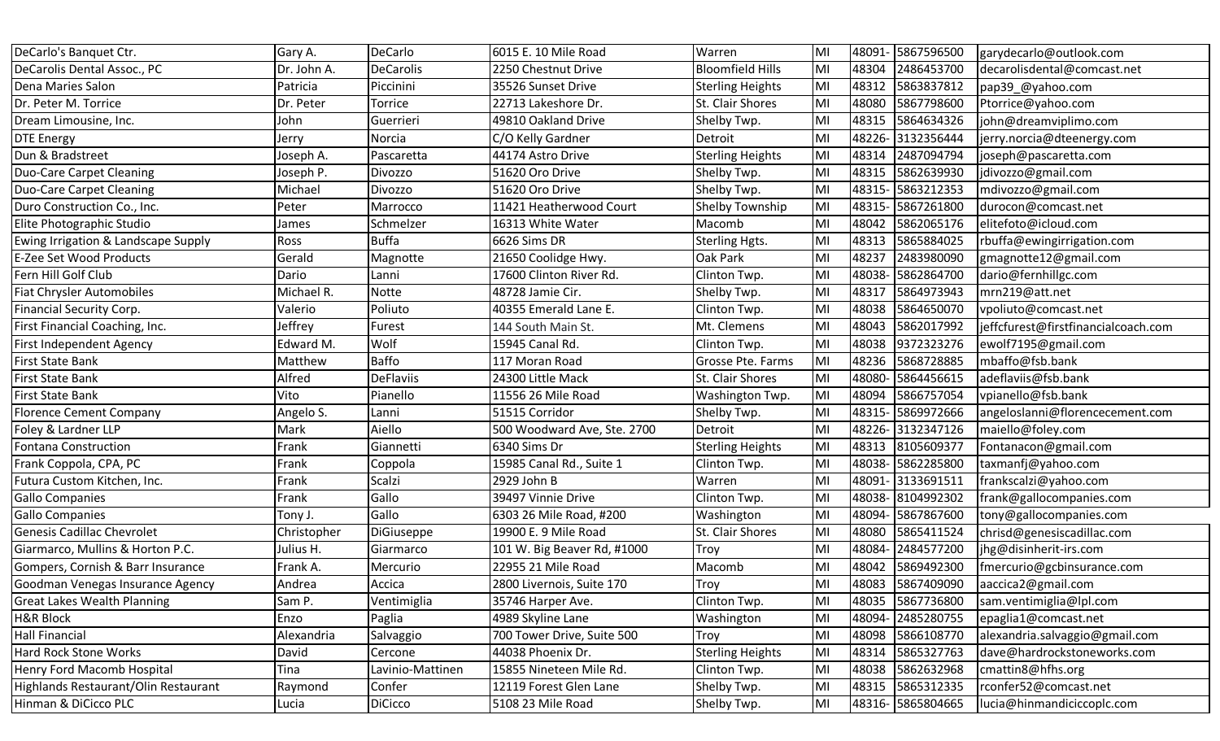| DeCarlo's Banquet Ctr. | Gary A. | DeCarlo | 6015 E. 10 Mile Road | Warren | MI | 48091- | 5867596500 | garydecarlo@outlook.com |
|---|---|---|---|---|---|---|---|---|
| DeCarolis Dental Assoc., PC | Dr. John A. | DeCarolis | 2250 Chestnut Drive | Bloomfield Hills | MI | 48304 | 2486453700 | decarolisdental@comcast.net |
| Dena Maries Salon | Patricia | Piccinini | 35526 Sunset Drive | Sterling Heights | MI | 48312 | 5863837812 | pap39_@yahoo.com |
| Dr. Peter M. Torrice | Dr. Peter | Torrice | 22713 Lakeshore Dr. | St. Clair Shores | MI | 48080 | 5867798600 | Ptorrice@yahoo.com |
| Dream Limousine, Inc. | John | Guerrieri | 49810 Oakland Drive | Shelby Twp. | MI | 48315 | 5864634326 | john@dreamviplimo.com |
| DTE Energy | Jerry | Norcia | C/O Kelly Gardner | Detroit | MI | 48226- | 3132356444 | jerry.norcia@dteenergy.com |
| Dun & Bradstreet | Joseph A. | Pascaretta | 44174 Astro Drive | Sterling Heights | MI | 48314 | 2487094794 | joseph@pascaretta.com |
| Duo-Care Carpet Cleaning | Joseph P. | Divozzo | 51620 Oro Drive | Shelby Twp. | MI | 48315 | 5862639930 | jdivozzo@gmail.com |
| Duo-Care Carpet Cleaning | Michael | Divozzo | 51620 Oro Drive | Shelby Twp. | MI | 48315- | 5863212353 | mdivozzo@gmail.com |
| Duro Construction Co., Inc. | Peter | Marrocco | 11421 Heatherwood Court | Shelby Township | MI | 48315- | 5867261800 | durocon@comcast.net |
| Elite Photographic Studio | James | Schmelzer | 16313 White Water | Macomb | MI | 48042 | 5862065176 | elitefoto@icloud.com |
| Ewing Irrigation & Landscape Supply | Ross | Buffa | 6626 Sims DR | Sterling Hgts. | MI | 48313 | 5865884025 | rbuffa@ewingirrigation.com |
| E-Zee Set Wood Products | Gerald | Magnotte | 21650 Coolidge Hwy. | Oak Park | MI | 48237 | 2483980090 | gmagnotte12@gmail.com |
| Fern Hill Golf Club | Dario | Lanni | 17600 Clinton River Rd. | Clinton Twp. | MI | 48038- | 5862864700 | dario@fernhillgc.com |
| Fiat Chrysler Automobiles | Michael R. | Notte | 48728 Jamie Cir. | Shelby Twp. | MI | 48317 | 5864973943 | mrn219@att.net |
| Financial Security Corp. | Valerio | Poliuto | 40355 Emerald Lane E. | Clinton Twp. | MI | 48038 | 5864650070 | vpoliuto@comcast.net |
| First Financial Coaching, Inc. | Jeffrey | Furest | 144 South Main St. | Mt. Clemens | MI | 48043 | 5862017992 | jeffcfurest@firstfinancialcoach.com |
| First Independent Agency | Edward M. | Wolf | 15945 Canal Rd. | Clinton Twp. | MI | 48038 | 9372323276 | ewolf7195@gmail.com |
| First State Bank | Matthew | Baffo | 117 Moran Road | Grosse Pte. Farms | MI | 48236 | 5868728885 | mbaffo@fsb.bank |
| First State Bank | Alfred | DeFlaviis | 24300 Little Mack | St. Clair Shores | MI | 48080- | 5864456615 | adeflaviis@fsb.bank |
| First State Bank | Vito | Pianello | 11556 26 Mile Road | Washington Twp. | MI | 48094 | 5866757054 | vpianello@fsb.bank |
| Florence Cement Company | Angelo S. | Lanni | 51515 Corridor | Shelby Twp. | MI | 48315- | 5869972666 | angeloslanni@florencecement.com |
| Foley & Lardner LLP | Mark | Aiello | 500 Woodward Ave, Ste. 2700 | Detroit | MI | 48226- | 3132347126 | maiello@foley.com |
| Fontana Construction | Frank | Giannetti | 6340 Sims Dr | Sterling Heights | MI | 48313 | 8105609377 | Fontanacon@gmail.com |
| Frank Coppola, CPA, PC | Frank | Coppola | 15985 Canal Rd., Suite 1 | Clinton Twp. | MI | 48038- | 5862285800 | taxmanfj@yahoo.com |
| Futura Custom Kitchen, Inc. | Frank | Scalzi | 2929 John B | Warren | MI | 48091- | 3133691511 | frankscalzi@yahoo.com |
| Gallo Companies | Frank | Gallo | 39497 Vinnie Drive | Clinton Twp. | MI | 48038- | 8104992302 | frank@gallocompanies.com |
| Gallo Companies | Tony J. | Gallo | 6303 26 Mile Road, #200 | Washington | MI | 48094- | 5867867600 | tony@gallocompanies.com |
| Genesis Cadillac Chevrolet | Christopher | DiGiuseppe | 19900 E. 9 Mile Road | St. Clair Shores | MI | 48080 | 5865411524 | chrisd@genesiscadillac.com |
| Giarmarco, Mullins & Horton P.C. | Julius H. | Giarmarco | 101 W. Big Beaver Rd, #1000 | Troy | MI | 48084- | 2484577200 | jhg@disinherit-irs.com |
| Gompers, Cornish & Barr Insurance | Frank A. | Mercurio | 22955 21 Mile Road | Macomb | MI | 48042 | 5869492300 | fmercurio@gcbinsurance.com |
| Goodman Venegas Insurance Agency | Andrea | Accica | 2800 Livernois, Suite 170 | Troy | MI | 48083 | 5867409090 | aaccica2@gmail.com |
| Great Lakes Wealth Planning | Sam P. | Ventimiglia | 35746 Harper Ave. | Clinton Twp. | MI | 48035 | 5867736800 | sam.ventimiglia@lpl.com |
| H&R Block | Enzo | Paglia | 4989 Skyline Lane | Washington | MI | 48094- | 2485280755 | epaglia1@comcast.net |
| Hall Financial | Alexandria | Salvaggio | 700 Tower Drive, Suite 500 | Troy | MI | 48098 | 5866108770 | alexandria.salvaggio@gmail.com |
| Hard Rock Stone Works | David | Cercone | 44038 Phoenix Dr. | Sterling Heights | MI | 48314 | 5865327763 | dave@hardrockstoneworks.com |
| Henry Ford Macomb Hospital | Tina | Lavinio-Mattinen | 15855 Nineteen Mile Rd. | Clinton Twp. | MI | 48038 | 5862632968 | cmattin8@hfhs.org |
| Highlands Restaurant/Olin Restaurant | Raymond | Confer | 12119 Forest Glen Lane | Shelby Twp. | MI | 48315 | 5865312335 | rconfer52@comcast.net |
| Hinman & DiCicco PLC | Lucia | DiCicco | 5108 23 Mile Road | Shelby Twp. | MI | 48316- | 5865804665 | lucia@hinmandiciccoplc.com |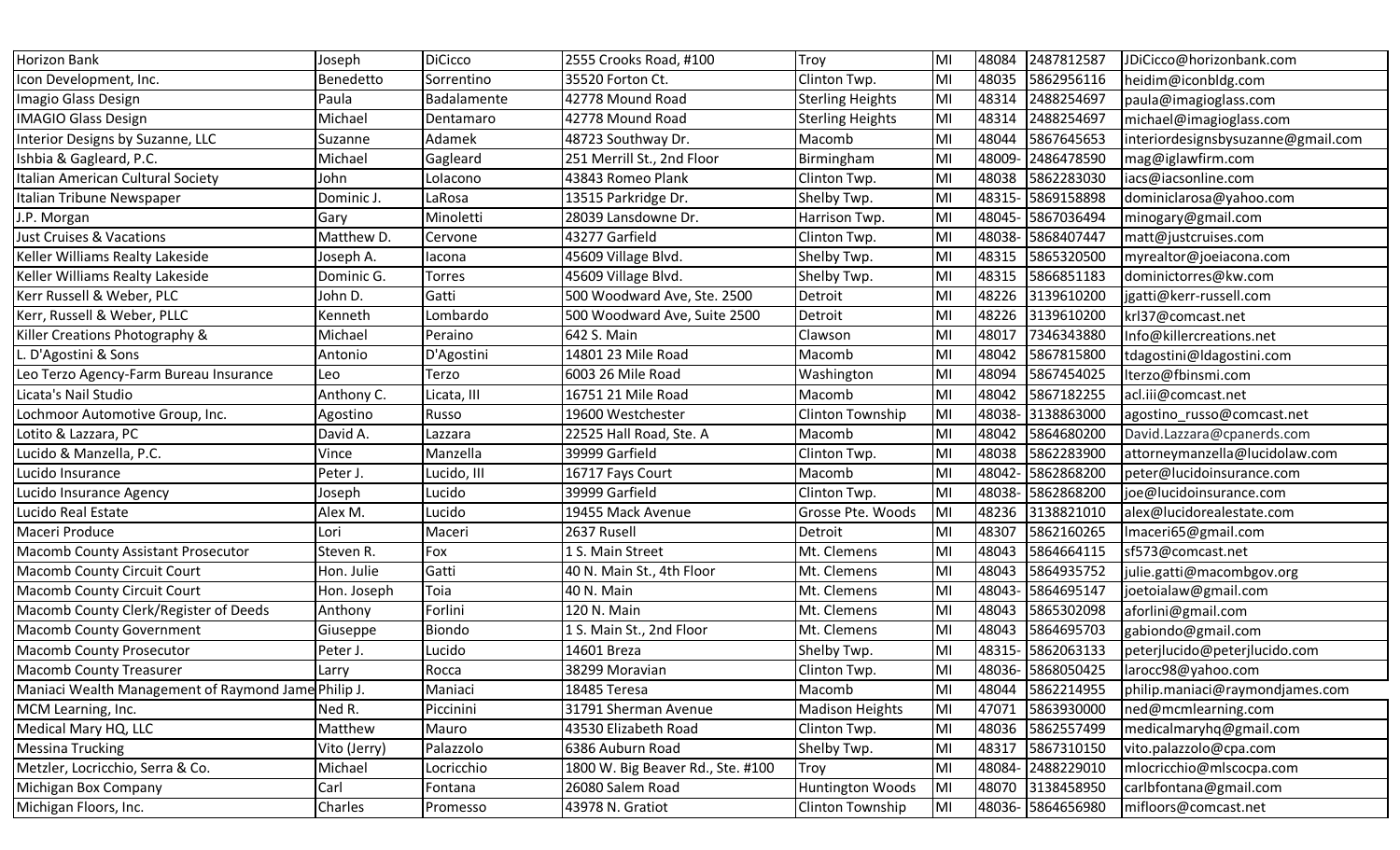| | | | | | | | | |
|---|---|---|---|---|---|---|---|---|
| Horizon Bank | Joseph | DiCicco | 2555 Crooks Road, #100 | Troy | MI | 48084 | 2487812587 | JDiCicco@horizonbank.com |
| Icon Development, Inc. | Benedetto | Sorrentino | 35520 Forton Ct. | Clinton Twp. | MI | 48035 | 5862956116 | heidim@iconbldg.com |
| Imagio Glass Design | Paula | Badalamente | 42778 Mound Road | Sterling Heights | MI | 48314 | 2488254697 | paula@imagioglass.com |
| IMAGIO Glass Design | Michael | Dentamaro | 42778 Mound Road | Sterling Heights | MI | 48314 | 2488254697 | michael@imagioglass.com |
| Interior Designs by Suzanne, LLC | Suzanne | Adamek | 48723 Southway Dr. | Macomb | MI | 48044 | 5867645653 | interiordesignsbysuzanne@gmail.com |
| Ishbia & Gagleard, P.C. | Michael | Gagleard | 251 Merrill St., 2nd Floor | Birmingham | MI | 48009- | 2486478590 | mag@iglawfirm.com |
| Italian American Cultural Society | John | LoIacono | 43843 Romeo Plank | Clinton Twp. | MI | 48038 | 5862283030 | iacs@iacsonline.com |
| Italian Tribune Newspaper | Dominic J. | LaRosa | 13515 Parkridge Dr. | Shelby Twp. | MI | 48315- | 5869158898 | dominiclarosa@yahoo.com |
| J.P. Morgan | Gary | Minoletti | 28039 Lansdowne Dr. | Harrison Twp. | MI | 48045- | 5867036494 | minogary@gmail.com |
| Just Cruises & Vacations | Matthew D. | Cervone | 43277 Garfield | Clinton Twp. | MI | 48038- | 5868407447 | matt@justcruises.com |
| Keller Williams Realty Lakeside | Joseph A. | Iacona | 45609 Village Blvd. | Shelby Twp. | MI | 48315 | 5865320500 | myrealtor@joeiacona.com |
| Keller Williams Realty Lakeside | Dominic G. | Torres | 45609 Village Blvd. | Shelby Twp. | MI | 48315 | 5866851183 | dominictorres@kw.com |
| Kerr Russell & Weber, PLC | John D. | Gatti | 500 Woodward Ave, Ste. 2500 | Detroit | MI | 48226 | 3139610200 | jgatti@kerr-russell.com |
| Kerr, Russell & Weber, PLLC | Kenneth | Lombardo | 500 Woodward Ave, Suite 2500 | Detroit | MI | 48226 | 3139610200 | krl37@comcast.net |
| Killer Creations Photography & | Michael | Peraino | 642 S. Main | Clawson | MI | 48017 | 7346343880 | Info@killercreations.net |
| L. D'Agostini & Sons | Antonio | D'Agostini | 14801 23 Mile Road | Macomb | MI | 48042 | 5867815800 | tdagostini@ldagostini.com |
| Leo Terzo Agency-Farm Bureau Insurance | Leo | Terzo | 6003 26 Mile Road | Washington | MI | 48094 | 5867454025 | lterzo@fbinsmi.com |
| Licata's Nail Studio | Anthony C. | Licata, III | 16751 21 Mile Road | Macomb | MI | 48042 | 5867182255 | acl.iii@comcast.net |
| Lochmoor Automotive Group, Inc. | Agostino | Russo | 19600 Westchester | Clinton Township | MI | 48038- | 3138863000 | agostino_russo@comcast.net |
| Lotito & Lazzara, PC | David A. | Lazzara | 22525 Hall Road, Ste. A | Macomb | MI | 48042 | 5864680200 | David.Lazzara@cpanerds.com |
| Lucido & Manzella, P.C. | Vince | Manzella | 39999 Garfield | Clinton Twp. | MI | 48038 | 5862283900 | attorneymanzella@lucidolaw.com |
| Lucido Insurance | Peter J. | Lucido, III | 16717 Fays Court | Macomb | MI | 48042- | 5862868200 | peter@lucidoinsurance.com |
| Lucido Insurance Agency | Joseph | Lucido | 39999 Garfield | Clinton Twp. | MI | 48038- | 5862868200 | joe@lucidoinsurance.com |
| Lucido Real Estate | Alex M. | Lucido | 19455 Mack Avenue | Grosse Pte. Woods | MI | 48236 | 3138821010 | alex@lucidorealestate.com |
| Maceri Produce | Lori | Maceri | 2637 Rusell | Detroit | MI | 48307 | 5862160265 | lmaceri65@gmail.com |
| Macomb County Assistant Prosecutor | Steven R. | Fox | 1 S. Main Street | Mt. Clemens | MI | 48043 | 5864664115 | sf573@comcast.net |
| Macomb County Circuit Court | Hon. Julie | Gatti | 40 N. Main St., 4th Floor | Mt. Clemens | MI | 48043 | 5864935752 | julie.gatti@macombgov.org |
| Macomb County Circuit Court | Hon. Joseph | Toia | 40 N. Main | Mt. Clemens | MI | 48043- | 5864695147 | joetoialaw@gmail.com |
| Macomb County Clerk/Register of Deeds | Anthony | Forlini | 120 N. Main | Mt. Clemens | MI | 48043 | 5865302098 | aforlini@gmail.com |
| Macomb County Government | Giuseppe | Biondo | 1 S. Main St., 2nd Floor | Mt. Clemens | MI | 48043 | 5864695703 | gabiondo@gmail.com |
| Macomb County Prosecutor | Peter J. | Lucido | 14601 Breza | Shelby Twp. | MI | 48315- | 5862063133 | peterjlucido@peterjlucido.com |
| Macomb County Treasurer | Larry | Rocca | 38299 Moravian | Clinton Twp. | MI | 48036- | 5868050425 | larocc98@yahoo.com |
| Maniaci Wealth Management of Raymond Jame | Philip J. | Maniaci | 18485 Teresa | Macomb | MI | 48044 | 5862214955 | philip.maniaci@raymondjames.com |
| MCM Learning, Inc. | Ned R. | Piccinini | 31791 Sherman Avenue | Madison Heights | MI | 47071 | 5863930000 | ned@mcmlearning.com |
| Medical Mary HQ, LLC | Matthew | Mauro | 43530 Elizabeth Road | Clinton Twp. | MI | 48036 | 5862557499 | medicalmaryhq@gmail.com |
| Messina Trucking | Vito (Jerry) | Palazzolo | 6386 Auburn Road | Shelby Twp. | MI | 48317 | 5867310150 | vito.palazzolo@cpa.com |
| Metzler, Locricchio, Serra & Co. | Michael | Locricchio | 1800 W. Big Beaver Rd., Ste. #100 | Troy | MI | 48084- | 2488229010 | mlocricchio@mlscocpa.com |
| Michigan Box Company | Carl | Fontana | 26080 Salem Road | Huntington Woods | MI | 48070 | 3138458950 | carlbfontana@gmail.com |
| Michigan Floors, Inc. | Charles | Promesso | 43978 N. Gratiot | Clinton Township | MI | 48036- | 5864656980 | mifloors@comcast.net |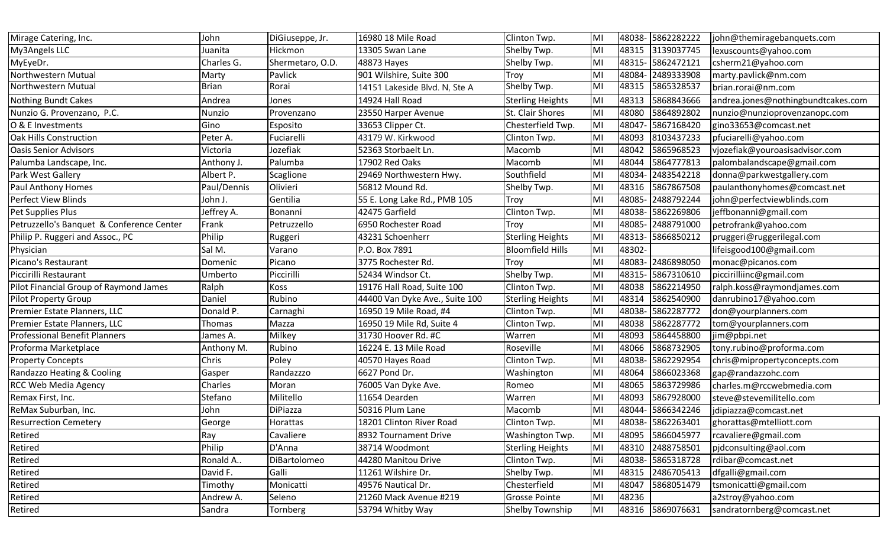| | | | | | | | | |
|---|---|---|---|---|---|---|---|---|
| Mirage Catering, Inc. | John | DiGiuseppe, Jr. | 16980 18 Mile Road | Clinton Twp. | MI | 48038- | 5862282222 | john@themiragebanquets.com |
| My3Angels LLC | Juanita | Hickmon | 13305 Swan Lane | Shelby Twp. | MI | 48315 | 3139037745 | lexuscounts@yahoo.com |
| MyEyeDr. | Charles G. | Shermetaro, O.D. | 48873 Hayes | Shelby Twp. | MI | 48315- | 5862472121 | csherm21@yahoo.com |
| Northwestern Mutual | Marty | Pavlick | 901 Wilshire, Suite 300 | Troy | MI | 48084- | 2489333908 | marty.pavlick@nm.com |
| Northwestern Mutual | Brian | Rorai | 14151 Lakeside Blvd. N, Ste A | Shelby Twp. | MI | 48315 | 5865328537 | brian.rorai@nm.com |
| Nothing Bundt Cakes | Andrea | Jones | 14924 Hall Road | Sterling Heights | MI | 48313 | 5868843666 | andrea.jones@nothingbundtcakes.com |
| Nunzio G. Provenzano, P.C. | Nunzio | Provenzano | 23550 Harper Avenue | St. Clair Shores | MI | 48080 | 5864892802 | nunzio@nunzioprovenzanopc.com |
| O & E Investments | Gino | Esposito | 33653 Clipper Ct. | Chesterfield Twp. | MI | 48047- | 5867168420 | gino33653@comcast.net |
| Oak Hills Construction | Peter A. | Fuciarelli | 43179 W. Kirkwood | Clinton Twp. | MI | 48093 | 8103437233 | pfuciarelli@yahoo.com |
| Oasis Senior Advisors | Victoria | Jozefiak | 52363 Storbaelt Ln. | Macomb | MI | 48042 | 5865968523 | vjozefiak@youroasisadvisor.com |
| Palumba Landscape, Inc. | Anthony J. | Palumba | 17902 Red Oaks | Macomb | MI | 48044 | 5864777813 | palombalandscape@gmail.com |
| Park West Gallery | Albert P. | Scaglione | 29469 Northwestern Hwy. | Southfield | MI | 48034- | 2483542218 | donna@parkwestgallery.com |
| Paul Anthony Homes | Paul/Dennis | Olivieri | 56812 Mound Rd. | Shelby Twp. | MI | 48316 | 5867867508 | paulanthonyhomes@comcast.net |
| Perfect View Blinds | John J. | Gentilia | 55 E. Long Lake Rd., PMB 105 | Troy | MI | 48085- | 2488792244 | john@perfectviewblinds.com |
| Pet Supplies Plus | Jeffrey A. | Bonanni | 42475 Garfield | Clinton Twp. | MI | 48038- | 5862269806 | jeffbonanni@gmail.com |
| Petruzzello's Banquet & Conference Center | Frank | Petruzzello | 6950 Rochester Road | Troy | MI | 48085- | 2488791000 | petrofrank@yahoo.com |
| Philip P. Ruggeri and Assoc., PC | Philip | Ruggeri | 43231 Schoenherr | Sterling Heights | MI | 48313- | 5866850212 | pruggeri@ruggerilegal.com |
| Physician | Sal M. | Varano | P.O. Box 7891 | Bloomfield Hills | MI | 48302- | | lifeisgood100@gmail.com |
| Picano's Restaurant | Domenic | Picano | 3775 Rochester Rd. | Troy | MI | 48083- | 2486898050 | monac@picanos.com |
| Piccirilli Restaurant | Umberto | Piccirilli | 52434 Windsor Ct. | Shelby Twp. | MI | 48315- | 5867310610 | piccirilliinc@gmail.com |
| Pilot Financial Group of Raymond James | Ralph | Koss | 19176 Hall Road, Suite 100 | Clinton Twp. | MI | 48038 | 5862214950 | ralph.koss@raymondjames.com |
| Pilot Property Group | Daniel | Rubino | 44400 Van Dyke Ave., Suite 100 | Sterling Heights | MI | 48314 | 5862540900 | danrubino17@yahoo.com |
| Premier Estate Planners, LLC | Donald P. | Carnaghi | 16950 19 Mile Road, #4 | Clinton Twp. | MI | 48038- | 5862287772 | don@yourplanners.com |
| Premier Estate Planners, LLC | Thomas | Mazza | 16950 19 Mile Rd, Suite 4 | Clinton Twp. | MI | 48038 | 5862287772 | tom@yourplanners.com |
| Professional Benefit Planners | James A. | Milkey | 31730 Hoover Rd. #C | Warren | MI | 48093 | 5864458800 | jim@pbpi.net |
| Proforma Marketplace | Anthony M. | Rubino | 16224 E. 13 Mile Road | Roseville | MI | 48066 | 5868732905 | tony.rubino@proforma.com |
| Property Concepts | Chris | Poley | 40570 Hayes Road | Clinton Twp. | MI | 48038- | 5862292954 | chris@mipropertyconcepts.com |
| Randazzo Heating & Cooling | Gasper | Randazzzo | 6627 Pond Dr. | Washington | MI | 48064 | 5866023368 | gap@randazzohc.com |
| RCC Web Media Agency | Charles | Moran | 76005 Van Dyke Ave. | Romeo | MI | 48065 | 5863729986 | charles.m@rccwebmedia.com |
| Remax First, Inc. | Stefano | Militello | 11654 Dearden | Warren | MI | 48093 | 5867928000 | steve@stevemilitello.com |
| ReMax Suburban, Inc. | John | DiPiazza | 50316 Plum Lane | Macomb | MI | 48044- | 5866342246 | jdipiazza@comcast.net |
| Resurrection Cemetery | George | Horattas | 18201 Clinton River Road | Clinton Twp. | MI | 48038- | 5862263401 | ghorattas@mtelliott.com |
| Retired | Ray | Cavaliere | 8932 Tournament Drive | Washington Twp. | MI | 48095 | 5866045977 | rcavaliere@gmail.com |
| Retired | Philip | D'Anna | 38714 Woodmont | Sterling Heights | MI | 48310 | 2488758501 | pjdconsulting@aol.com |
| Retired | Ronald A.. | DiBartolomeo | 44280 Manitou Drive | Clinton Twp. | Mi | 48038- | 5865318728 | rdibar@comcast.net |
| Retired | David F. | Galli | 11261 Wilshire Dr. | Shelby Twp. | MI | 48315 | 2486705413 | dfgalli@gmail.com |
| Retired | Timothy | Monicatti | 49576 Nautical Dr. | Chesterfield | MI | 48047 | 5868051479 | tsmonicatti@gmail.com |
| Retired | Andrew A. | Seleno | 21260 Mack Avenue #219 | Grosse Pointe | MI | 48236 | | a2stroy@yahoo.com |
| Retired | Sandra | Tornberg | 53794 Whitby Way | Shelby Township | MI | 48316 | 5869076631 | sandratornberg@comcast.net |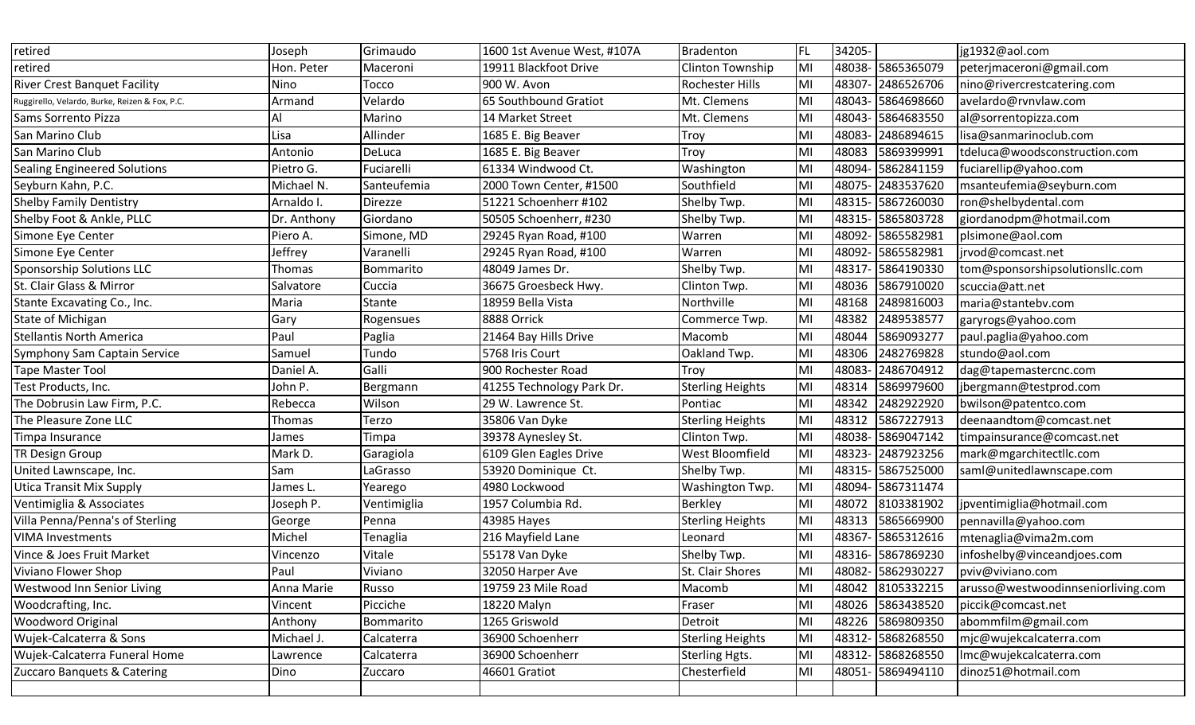| | | | | | | | | |
|---|---|---|---|---|---|---|---|---|
| retired | Joseph | Grimaudo | 1600 1st Avenue West, #107A | Bradenton | FL | 34205- | | jg1932@aol.com |
| retired | Hon. Peter | Maceroni | 19911 Blackfoot Drive | Clinton Township | MI | 48038- | 5865365079 | peterjmaceroni@gmail.com |
| River Crest Banquet Facility | Nino | Tocco | 900 W. Avon | Rochester Hills | MI | 48307- | 2486526706 | nino@rivercrestcatering.com |
| Ruggirello, Velardo, Burke, Reizen & Fox, P.C. | Armand | Velardo | 65 Southbound Gratiot | Mt. Clemens | MI | 48043- | 5864698660 | avelardo@rvnvlaw.com |
| Sams Sorrento Pizza | Al | Marino | 14 Market Street | Mt. Clemens | MI | 48043- | 5864683550 | al@sorrentopizza.com |
| San Marino Club | Lisa | Allinder | 1685 E. Big Beaver | Troy | MI | 48083- | 2486894615 | lisa@sanmarinoclub.com |
| San Marino Club | Antonio | DeLuca | 1685 E. Big Beaver | Troy | MI | 48083 | 5869399991 | tdeluca@woodsconstruction.com |
| Sealing Engineered Solutions | Pietro G. | Fuciarelli | 61334 Windwood Ct. | Washington | MI | 48094- | 5862841159 | fuciarellip@yahoo.com |
| Seyburn Kahn, P.C. | Michael N. | Santeufemia | 2000 Town Center, #1500 | Southfield | MI | 48075- | 2483537620 | msanteufemia@seyburn.com |
| Shelby Family Dentistry | Arnaldo I. | Direzze | 51221 Schoenherr #102 | Shelby Twp. | MI | 48315- | 5867260030 | ron@shelbydental.com |
| Shelby Foot & Ankle, PLLC | Dr. Anthony | Giordano | 50505 Schoenherr, #230 | Shelby Twp. | MI | 48315- | 5865803728 | giordanodpm@hotmail.com |
| Simone Eye Center | Piero A. | Simone, MD | 29245 Ryan Road, #100 | Warren | MI | 48092- | 5865582981 | plsimone@aol.com |
| Simone Eye Center | Jeffrey | Varanelli | 29245 Ryan Road, #100 | Warren | MI | 48092- | 5865582981 | jrvod@comcast.net |
| Sponsorship Solutions LLC | Thomas | Bommarito | 48049 James Dr. | Shelby Twp. | MI | 48317- | 5864190330 | tom@sponsorshipsolutionsllc.com |
| St. Clair Glass & Mirror | Salvatore | Cuccia | 36675 Groesbeck Hwy. | Clinton Twp. | MI | 48036 | 5867910020 | scuccia@att.net |
| Stante Excavating Co., Inc. | Maria | Stante | 18959 Bella Vista | Northville | MI | 48168 | 2489816003 | maria@stantebv.com |
| State of Michigan | Gary | Rogensues | 8888 Orrick | Commerce Twp. | MI | 48382 | 2489538577 | garyrogs@yahoo.com |
| Stellantis North America | Paul | Paglia | 21464 Bay Hills Drive | Macomb | MI | 48044 | 5869093277 | paul.paglia@yahoo.com |
| Symphony Sam Captain Service | Samuel | Tundo | 5768 Iris Court | Oakland Twp. | MI | 48306 | 2482769828 | stundo@aol.com |
| Tape Master Tool | Daniel A. | Galli | 900 Rochester Road | Troy | MI | 48083- | 2486704912 | dag@tapemastercnc.com |
| Test Products, Inc. | John P. | Bergmann | 41255 Technology Park Dr. | Sterling Heights | MI | 48314 | 5869979600 | jbergmann@testprod.com |
| The Dobrusin Law Firm, P.C. | Rebecca | Wilson | 29 W. Lawrence St. | Pontiac | MI | 48342 | 2482922920 | bwilson@patentco.com |
| The Pleasure Zone LLC | Thomas | Terzo | 35806 Van Dyke | Sterling Heights | MI | 48312 | 5867227913 | deenaandtom@comcast.net |
| Timpa Insurance | James | Timpa | 39378 Aynesley St. | Clinton Twp. | MI | 48038- | 5869047142 | timpainsurance@comcast.net |
| TR Design Group | Mark D. | Garagiola | 6109 Glen Eagles Drive | West Bloomfield | MI | 48323- | 2487923256 | mark@mgarchitectllc.com |
| United Lawnscape, Inc. | Sam | LaGrasso | 53920 Dominique Ct. | Shelby Twp. | MI | 48315- | 5867525000 | saml@unitedlawnscape.com |
| Utica Transit Mix Supply | James L. | Yearego | 4980 Lockwood | Washington Twp. | MI | 48094- | 5867311474 | |
| Ventimiglia & Associates | Joseph P. | Ventimiglia | 1957 Columbia Rd. | Berkley | MI | 48072 | 8103381902 | jpventimiglia@hotmail.com |
| Villa Penna/Penna's of Sterling | George | Penna | 43985 Hayes | Sterling Heights | MI | 48313 | 5865669900 | pennavilla@yahoo.com |
| VIMA Investments | Michel | Tenaglia | 216 Mayfield Lane | Leonard | MI | 48367- | 5865312616 | mtenaglia@vima2m.com |
| Vince & Joes Fruit Market | Vincenzo | Vitale | 55178 Van Dyke | Shelby Twp. | MI | 48316- | 5867869230 | infoshelby@vinceandjoes.com |
| Viviano Flower Shop | Paul | Viviano | 32050 Harper Ave | St. Clair Shores | MI | 48082- | 5862930227 | pviv@viviano.com |
| Westwood Inn Senior Living | Anna Marie | Russo | 19759 23 Mile Road | Macomb | MI | 48042 | 8105332215 | arusso@westwoodinnseniorliving.com |
| Woodcrafting, Inc. | Vincent | Picciche | 18220 Malyn | Fraser | MI | 48026 | 5863438520 | piccik@comcast.net |
| Woodword Original | Anthony | Bommarito | 1265 Griswold | Detroit | MI | 48226 | 5869809350 | abommfilm@gmail.com |
| Wujek-Calcaterra & Sons | Michael J. | Calcaterra | 36900 Schoenherr | Sterling Heights | MI | 48312- | 5868268550 | mjc@wujekcalcaterra.com |
| Wujek-Calcaterra Funeral Home | Lawrence | Calcaterra | 36900 Schoenherr | Sterling Hgts. | MI | 48312- | 5868268550 | lmc@wujekcalcaterra.com |
| Zuccaro Banquets & Catering | Dino | Zuccaro | 46601 Gratiot | Chesterfield | MI | 48051- | 5869494110 | dinoz51@hotmail.com |